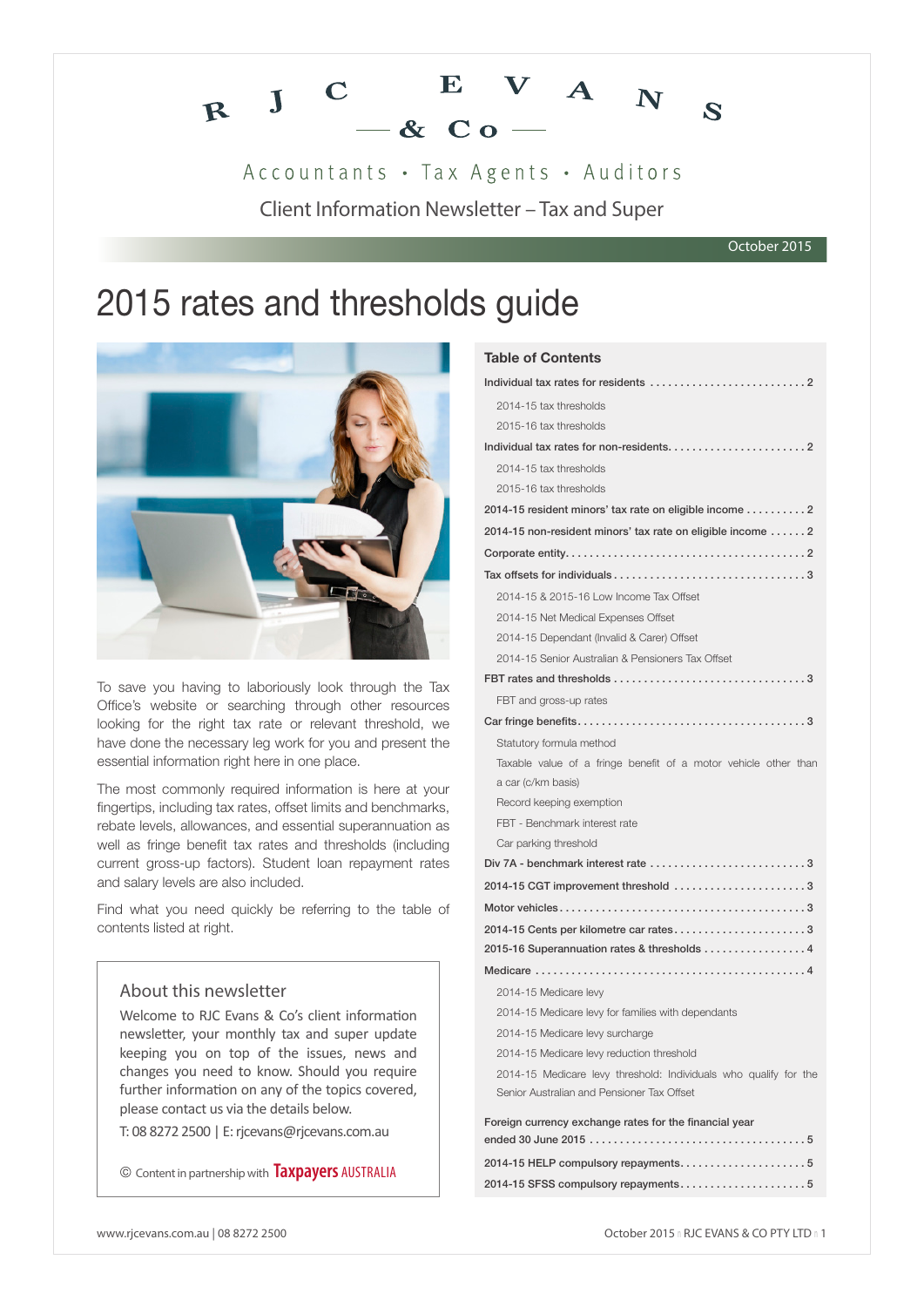# RJC EVANS & Co

Accountants • Tax Agents • Auditors

Client Information Newsletter – Tax and Super

October 2015

# 2015 rates and thresholds guide

To save you having to laboriously look through the Tax Office's website or searching through other resources looking for the right tax rate or relevant threshold, we have done the necessary leg work for you and present the essential information right here in one place.

The most commonly required information is here at your fingertips, including tax rates, offset limits and benchmarks, rebate levels, allowances, and essential superannuation as well as fringe benefit tax rates and thresholds (including current gross-up factors). Student loan repayment rates and salary levels are also included.

Find what you need quickly be referring to the table of contents listed at right.

## About this newsletter

Welcome to RJC Evans & Co's client information newsletter, your monthly tax and super update keeping you on top of the issues, news and changes you need to know. Should you require further information on any of the topics covered, please contact us via the details below.

T: 08 8272 2500 | E: rjcevans@rjcevans.com.au

© Content in partnership with Taxpayers AUSTRALIA

## Table of Contents

- **Individual tax rates for residents** ... 2
  - 2014-15 tax thresholds
  - 2015-16 tax thresholds
- **Individual tax rates for non-residents** ... 2
  - 2014-15 tax thresholds
  - 2015-16 tax thresholds
- **2014-15 resident minors' tax rate on eligible income** ... 2
- **2014-15 non-resident minors' tax rate on eligible income** ... 2
- **Corporate entity** ... 2
- **Tax offsets for individuals** ... 3
  - 2014-15 & 2015-16 Low Income Tax Offset
  - 2014-15 Net Medical Expenses Offset
  - 2014-15 Dependant (Invalid & Carer) Offset
  - 2014-15 Senior Australian & Pensioners Tax Offset
- **FBT rates and thresholds** ... 3
  - FBT and gross-up rates
- **Car fringe benefits** ... 3
  - Statutory formula method
  - Taxable value of a fringe benefit of a motor vehicle other than a car (c/km basis)
  - Record keeping exemption
  - FBT - Benchmark interest rate
  - Car parking threshold
- **Div 7A - benchmark interest rate** ... 3
- **2014-15 CGT improvement threshold** ... 3
- **Motor vehicles** ... 3
- **2014-15 Cents per kilometre car rates** ... 3
- **2015-16 Superannuation rates & thresholds** ... 4
- **Medicare** ... 4
  - 2014-15 Medicare levy
  - 2014-15 Medicare levy for families with dependants
  - 2014-15 Medicare levy surcharge
  - 2014-15 Medicare levy reduction threshold
  - 2014-15 Medicare levy threshold: Individuals who qualify for the Senior Australian and Pensioner Tax Offset
- **Foreign currency exchange rates for the financial year ended 30 June 2015** ... 5
- **2014-15 HELP compulsory repayments** ... 5
- **2014-15 SFSS compulsory repayments** ... 5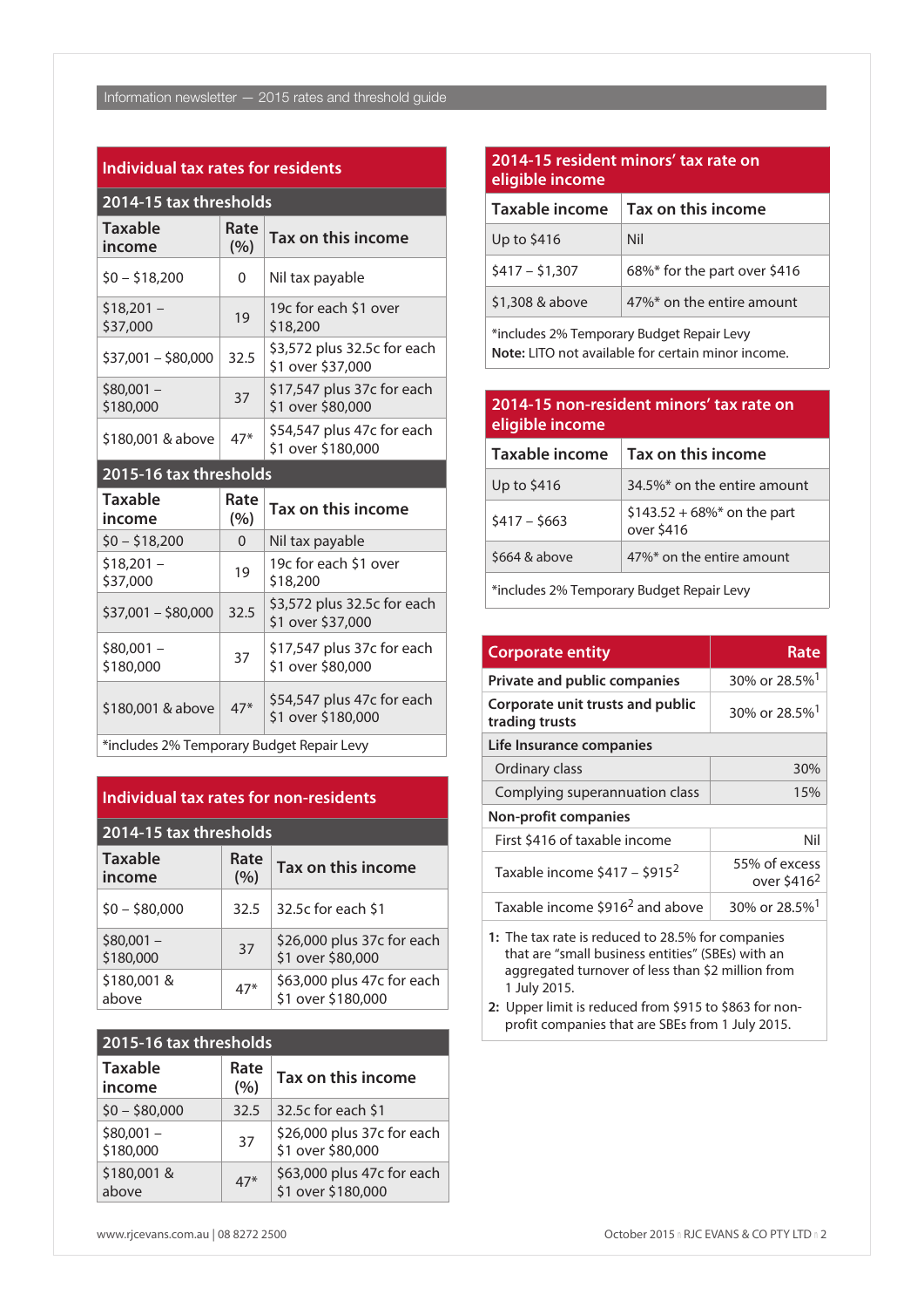## Individual tax rates for residents

### 2014-15 tax thresholds

| Taxable income | Rate (%) | Tax on this income |
|---|---|---|
| $0 – $18,200 | 0 | Nil tax payable |
| $18,201 – $37,000 | 19 | 19c for each $1 over $18,200 |
| $37,001 – $80,000 | 32.5 | $3,572 plus 32.5c for each $1 over $37,000 |
| $80,001 – $180,000 | 37 | $17,547 plus 37c for each $1 over $80,000 |
| $180,001 & above | 47* | $54,547 plus 47c for each $1 over $180,000 |

### 2015-16 tax thresholds

| Taxable income | Rate (%) | Tax on this income |
|---|---|---|
| $0 – $18,200 | 0 | Nil tax payable |
| $18,201 – $37,000 | 19 | 19c for each $1 over $18,200 |
| $37,001 – $80,000 | 32.5 | $3,572 plus 32.5c for each $1 over $37,000 |
| $80,001 – $180,000 | 37 | $17,547 plus 37c for each $1 over $80,000 |
| $180,001 & above | 47* | $54,547 plus 47c for each $1 over $180,000 |

*includes 2% Temporary Budget Repair Levy

## Individual tax rates for non-residents

### 2014-15 tax thresholds

| Taxable income | Rate (%) | Tax on this income |
|---|---|---|
| $0 – $80,000 | 32.5 | 32.5c for each $1 |
| $80,001 – $180,000 | 37 | $26,000 plus 37c for each $1 over $80,000 |
| $180,001 & above | 47* | $63,000 plus 47c for each $1 over $180,000 |

### 2015-16 tax thresholds

| Taxable income | Rate (%) | Tax on this income |
|---|---|---|
| $0 – $80,000 | 32.5 | 32.5c for each $1 |
| $80,001 – $180,000 | 37 | $26,000 plus 37c for each $1 over $80,000 |
| $180,001 & above | 47* | $63,000 plus 47c for each $1 over $180,000 |

## 2014-15 resident minors' tax rate on eligible income

| Taxable income | Tax on this income |
|---|---|
| Up to $416 | Nil |
| $417 – $1,307 | 68%* for the part over $416 |
| $1,308 & above | 47%* on the entire amount |

*includes 2% Temporary Budget Repair Levy
**Note:** LITO not available for certain minor income.

## 2014-15 non-resident minors' tax rate on eligible income

| Taxable income | Tax on this income |
|---|---|
| Up to $416 | 34.5%* on the entire amount |
| $417 – $663 | $143.52 + 68%* on the part over $416 |
| $664 & above | 47%* on the entire amount |

*includes 2% Temporary Budget Repair Levy

| Corporate entity | Rate |
|---|---|
| **Private and public companies** | 30% or 28.5%[1] |
| **Corporate unit trusts and public trading trusts** | 30% or 28.5%[1] |
| **Life Insurance companies** | |
| Ordinary class | 30% |
| Complying superannuation class | 15% |
| **Non-profit companies** | |
| First $416 of taxable income | Nil |
| Taxable income $417 – $915[2] | 55% of excess over $416[2] |
| Taxable income $916[2] and above | 30% or 28.5%[1] |

1: The tax rate is reduced to 28.5% for companies that are "small business entities" (SBEs) with an aggregated turnover of less than $2 million from 1 July 2015.

2: Upper limit is reduced from $915 to $863 for non-profit companies that are SBEs from 1 July 2015.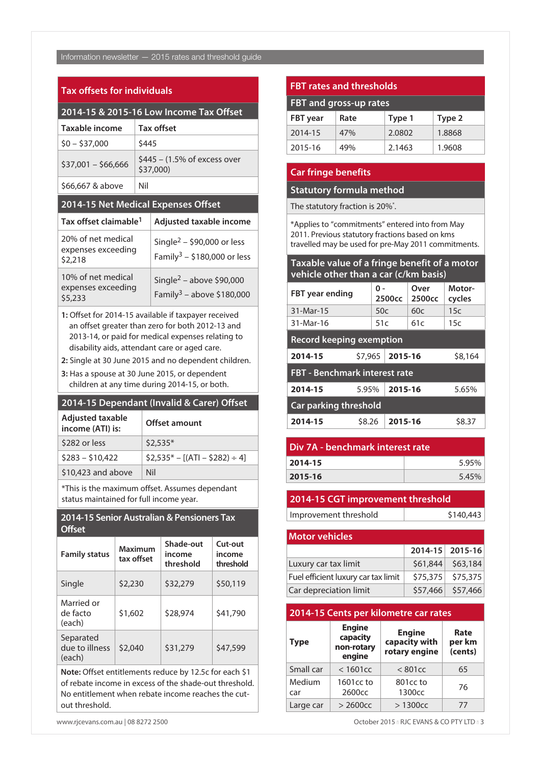## Tax offsets for individuals

### 2014-15 & 2015-16 Low Income Tax Offset

| Taxable income | Tax offset |
|---|---|
| $0 – $37,000 | $445 |
| $37,001 – $66,666 | $445 – (1.5% of excess over $37,000) |
| $66,667 & above | Nil |

### 2014-15 Net Medical Expenses Offset

| Tax offset claimable[1] | Adjusted taxable income |
|---|---|
| 20% of net medical expenses exceeding $2,218 | Single[2] – $90,000 or less<br>Family[3] – $180,000 or less |
| 10% of net medical expenses exceeding $5,233 | Single[2] – above $90,000<br>Family[3] – above $180,000 |

1: Offset for 2014-15 available if taxpayer received an offset greater than zero for both 2012-13 and 2013-14, or paid for medical expenses relating to disability aids, attendant care or aged care.

2: Single at 30 June 2015 and no dependent children.

3: Has a spouse at 30 June 2015, or dependent children at any time during 2014-15, or both.

### 2014-15 Dependant (Invalid & Carer) Offset

| Adjusted taxable income (ATI) is: | Offset amount |
|---|---|
| $282 or less | $2,535* |
| $283 – $10,422 | $2,535* – [(ATI – $282) ÷ 4] |
| $10,423 and above | Nil |

*This is the maximum offset. Assumes dependant status maintained for full income year.

### 2014-15 Senior Australian & Pensioners Tax Offset

| Family status | Maximum tax offset | Shade-out income threshold | Cut-out income threshold |
|---|---|---|---|
| Single | $2,230 | $32,279 | $50,119 |
| Married or de facto (each) | $1,602 | $28,974 | $41,790 |
| Separated due to illness (each) | $2,040 | $31,279 | $47,599 |

**Note:** Offset entitlements reduce by 12.5c for each $1 of rebate income in excess of the shade-out threshold. No entitlement when rebate income reaches the cut-out threshold.

## FBT rates and thresholds

### FBT and gross-up rates

| FBT year | Rate | Type 1 | Type 2 |
|---|---|---|---|
| 2014-15 | 47% | 2.0802 | 1.8868 |
| 2015-16 | 49% | 2.1463 | 1.9608 |

## Car fringe benefits

### Statutory formula method

The statutory fraction is 20%*.

*Applies to "commitments" entered into from May 2011. Previous statutory fractions based on kms travelled may be used for pre-May 2011 commitments.

### Taxable value of a fringe benefit of a motor vehicle other than a car (c/km basis)

| FBT year ending | 0 - 2500cc | Over 2500cc | Motor-cycles |
|---|---|---|---|
| 31-Mar-15 | 50c | 60c | 15c |
| 31-Mar-16 | 51c | 61c | 15c |

### Record keeping exemption

| 2014-15 | $7,965 | 2015-16 | $8,164 |
|---|---|---|---|

### FBT - Benchmark interest rate

| 2014-15 | 5.95% | 2015-16 | 5.65% |
|---|---|---|---|

### Car parking threshold

| 2014-15 | $8.26 | 2015-16 | $8.37 |
|---|---|---|---|

## Div 7A - benchmark interest rate

| | |
|---|---|
| **2014-15** | 5.95% |
| **2015-16** | 5.45% |

## 2014-15 CGT improvement threshold

| | |
|---|---|
| Improvement threshold | $140,443 |

## Motor vehicles

| | 2014-15 | 2015-16 |
|---|---|---|
| Luxury car tax limit | $61,844 | $63,184 |
| Fuel efficient luxury car tax limit | $75,375 | $75,375 |
| Car depreciation limit | $57,466 | $57,466 |

## 2014-15 Cents per kilometre car rates

| Type | Engine capacity non-rotary engine | Engine capacity with rotary engine | Rate per km (cents) |
|---|---|---|---|
| Small car | < 1601cc | < 801cc | 65 |
| Medium car | 1601cc to 2600cc | 801cc to 1300cc | 76 |
| Large car | > 2600cc | > 1300cc | 77 |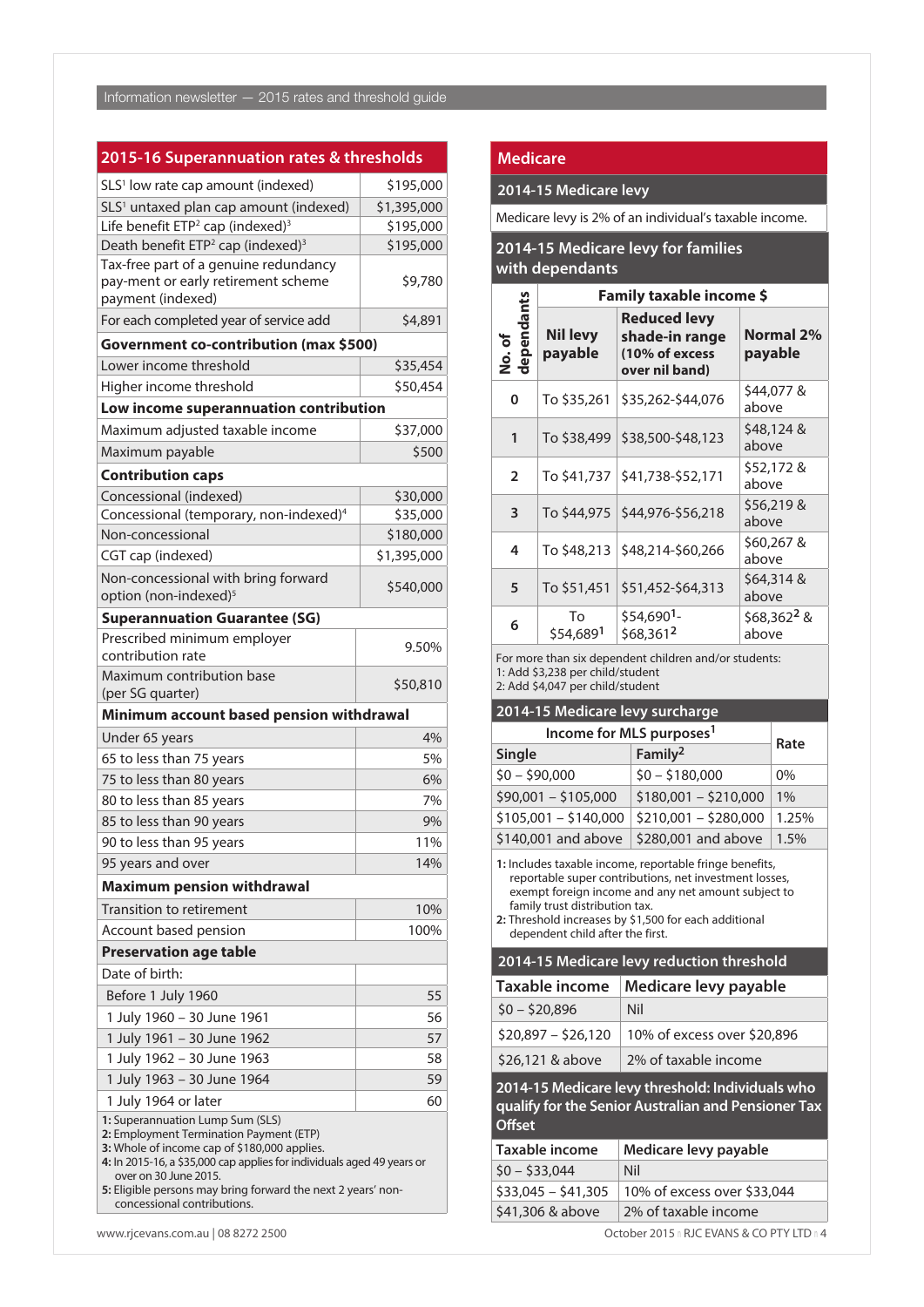## 2015-16 Superannuation rates & thresholds

| | |
|---|---|
| SLS[1] low rate cap amount (indexed) | $195,000 |
| SLS[1] untaxed plan cap amount (indexed) | $1,395,000 |
| Life benefit ETP[2] cap (indexed)[3] | $195,000 |
| Death benefit ETP[2] cap (indexed)[3] | $195,000 |
| Tax-free part of a genuine redundancy pay-ment or early retirement scheme payment (indexed) | $9,780 |
| For each completed year of service add | $4,891 |
| **Government co-contribution (max $500)** | |
| Lower income threshold | $35,454 |
| Higher income threshold | $50,454 |
| **Low income superannuation contribution** | |
| Maximum adjusted taxable income | $37,000 |
| Maximum payable | $500 |
| **Contribution caps** | |
| Concessional (indexed) | $30,000 |
| Concessional (temporary, non-indexed)[4] | $35,000 |
| Non-concessional | $180,000 |
| CGT cap (indexed) | $1,395,000 |
| Non-concessional with bring forward option (non-indexed)[5] | $540,000 |
| **Superannuation Guarantee (SG)** | |
| Prescribed minimum employer contribution rate | 9.50% |
| Maximum contribution base (per SG quarter) | $50,810 |
| **Minimum account based pension withdrawal** | |
| Under 65 years | 4% |
| 65 to less than 75 years | 5% |
| 75 to less than 80 years | 6% |
| 80 to less than 85 years | 7% |
| 85 to less than 90 years | 9% |
| 90 to less than 95 years | 11% |
| 95 years and over | 14% |
| **Maximum pension withdrawal** | |
| Transition to retirement | 10% |
| Account based pension | 100% |
| **Preservation age table** | |
| Date of birth: | |
| Before 1 July 1960 | 55 |
| 1 July 1960 – 30 June 1961 | 56 |
| 1 July 1961 – 30 June 1962 | 57 |
| 1 July 1962 – 30 June 1963 | 58 |
| 1 July 1963 – 30 June 1964 | 59 |
| 1 July 1964 or later | 60 |

**1:** Superannuation Lump Sum (SLS)
**2:** Employment Termination Payment (ETP)
**3:** Whole of income cap of $180,000 applies.
**4:** In 2015-16, a $35,000 cap applies for individuals aged 49 years or over on 30 June 2015.
**5:** Eligible persons may bring forward the next 2 years' non-concessional contributions.

## Medicare

### 2014-15 Medicare levy

Medicare levy is 2% of an individual's taxable income.

### 2014-15 Medicare levy for families with dependants

| No. of dependants | Family taxable income $ | | |
|---|---|---|---|
| | **Nil levy payable** | **Reduced levy shade-in range (10% of excess over nil band)** | **Normal 2% payable** |
| 0 | To $35,261 | $35,262-$44,076 | $44,077 & above |
| 1 | To $38,499 | $38,500-$48,123 | $48,124 & above |
| 2 | To $41,737 | $41,738-$52,171 | $52,172 & above |
| 3 | To $44,975 | $44,976-$56,218 | $56,219 & above |
| 4 | To $48,213 | $48,214-$60,266 | $60,267 & above |
| 5 | To $51,451 | $51,452-$64,313 | $64,314 & above |
| 6 | To $54,689[1] | $54,690[1]-$68,361[2] | $68,362[2] & above |

For more than six dependent children and/or students:
1: Add $3,238 per child/student
2: Add $4,047 per child/student

### 2014-15 Medicare levy surcharge

| Income for MLS purposes[1] | | Rate |
|---|---|---|
| **Single** | **Family[2]** | |
| $0 – $90,000 | $0 – $180,000 | 0% |
| $90,001 – $105,000 | $180,001 – $210,000 | 1% |
| $105,001 – $140,000 | $210,001 – $280,000 | 1.25% |
| $140,001 and above | $280,001 and above | 1.5% |

**1:** Includes taxable income, reportable fringe benefits, reportable super contributions, net investment losses, exempt foreign income and any net amount subject to family trust distribution tax.
**2:** Threshold increases by $1,500 for each additional dependent child after the first.

### 2014-15 Medicare levy reduction threshold

| Taxable income | Medicare levy payable |
|---|---|
| $0 – $20,896 | Nil |
| $20,897 – $26,120 | 10% of excess over $20,896 |
| $26,121 & above | 2% of taxable income |

### 2014-15 Medicare levy threshold: Individuals who qualify for the Senior Australian and Pensioner Tax Offset

| Taxable income | Medicare levy payable |
|---|---|
| $0 – $33,044 | Nil |
| $33,045 – $41,305 | 10% of excess over $33,044 |
| $41,306 & above | 2% of taxable income |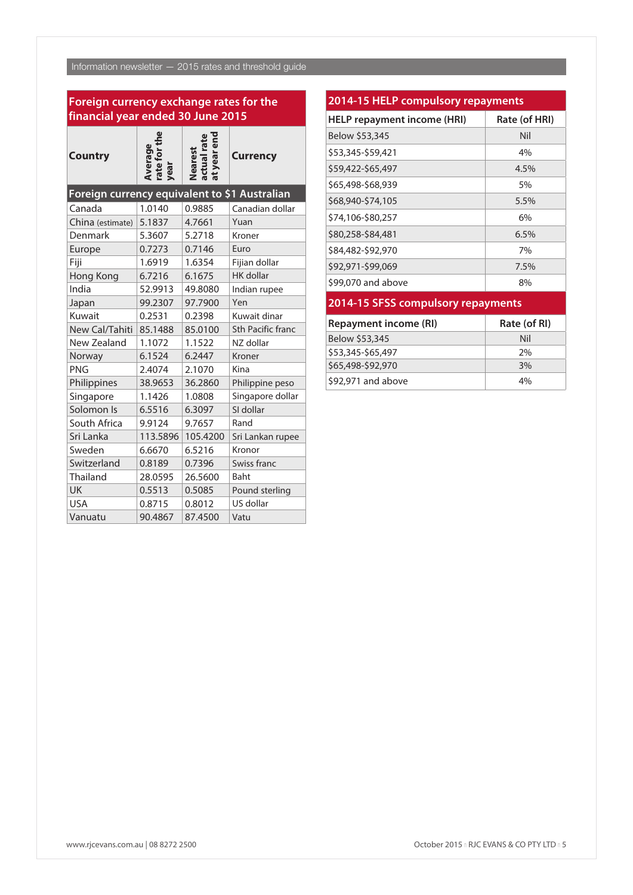## Foreign currency exchange rates for the financial year ended 30 June 2015

| Country | Average rate for the year | Nearest actual rate at year end | Currency |
|---|---|---|---|
| **Foreign currency equivalent to $1 Australian** | | | |
| Canada | 1.0140 | 0.9885 | Canadian dollar |
| China (estimate) | 5.1837 | 4.7661 | Yuan |
| Denmark | 5.3607 | 5.2718 | Kroner |
| Europe | 0.7273 | 0.7146 | Euro |
| Fiji | 1.6919 | 1.6354 | Fijian dollar |
| Hong Kong | 6.7216 | 6.1675 | HK dollar |
| India | 52.9913 | 49.8080 | Indian rupee |
| Japan | 99.2307 | 97.7900 | Yen |
| Kuwait | 0.2531 | 0.2398 | Kuwait dinar |
| New Cal/Tahiti | 85.1488 | 85.0100 | Sth Pacific franc |
| New Zealand | 1.1072 | 1.1522 | NZ dollar |
| Norway | 6.1524 | 6.2447 | Kroner |
| PNG | 2.4074 | 2.1070 | Kina |
| Philippines | 38.9653 | 36.2860 | Philippine peso |
| Singapore | 1.1426 | 1.0808 | Singapore dollar |
| Solomon Is | 6.5516 | 6.3097 | SI dollar |
| South Africa | 9.9124 | 9.7657 | Rand |
| Sri Lanka | 113.5896 | 105.4200 | Sri Lankan rupee |
| Sweden | 6.6670 | 6.5216 | Kronor |
| Switzerland | 0.8189 | 0.7396 | Swiss franc |
| Thailand | 28.0595 | 26.5600 | Baht |
| UK | 0.5513 | 0.5085 | Pound sterling |
| USA | 0.8715 | 0.8012 | US dollar |
| Vanuatu | 90.4867 | 87.4500 | Vatu |

## 2014-15 HELP compulsory repayments

| HELP repayment income (HRI) | Rate (of HRI) |
|---|---|
| Below $53,345 | Nil |
| $53,345-$59,421 | 4% |
| $59,422-$65,497 | 4.5% |
| $65,498-$68,939 | 5% |
| $68,940-$74,105 | 5.5% |
| $74,106-$80,257 | 6% |
| $80,258-$84,481 | 6.5% |
| $84,482-$92,970 | 7% |
| $92,971-$99,069 | 7.5% |
| $99,070 and above | 8% |

## 2014-15 SFSS compulsory repayments

| Repayment income (RI) | Rate (of RI) |
|---|---|
| Below $53,345 | Nil |
| $53,345-$65,497 | 2% |
| $65,498-$92,970 | 3% |
| $92,971 and above | 4% |